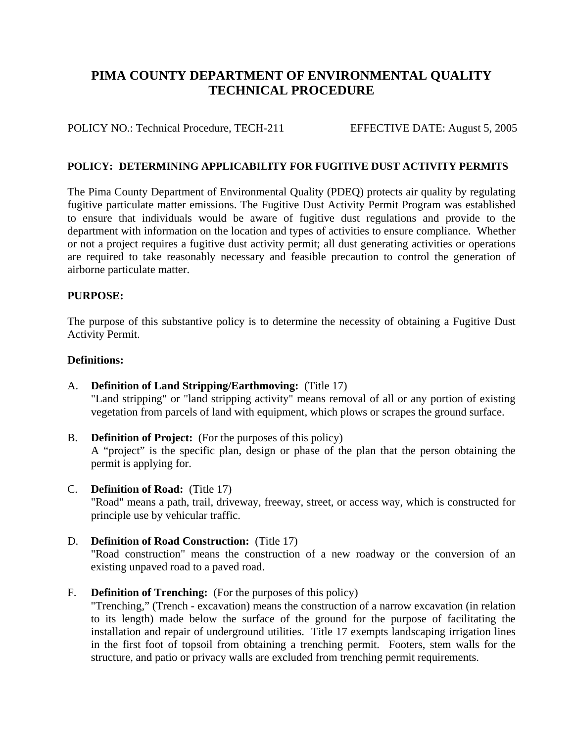# PIMA COUNTY DEPARTMENT OF ENVIRONMENTAL QUALITY TECHNICAL PROCEDURE

POLICY NO.: Technical Procedure, TECH-211 EFFECTIVE DATE: August 5, 2005

**POLICY: DETERMINING APPLICABILITY FOR FUGITIVE DUST ACTIVITY PERMITS**

The Pima County Department of Environmental Quality (PDEQ) protects air quality by regulating fugitive particulate matter emissions. The Fugitive Dust Activity Permit Program was established to ensure that individuals would be aware of fugitive dust regulations and provide to the department with information on the location and types of activities to ensure compliance. Whether or not a project requires a fugitive dust activity permit; all dust generating activities or operations are required to take reasonably necessary and feasible precaution to control the generation of airborne particulate matter.

**PURPOSE:**

The purpose of this substantive policy is to determine the necessity of obtaining a Fugitive Dust Activity Permit.

**Definitions:**

A. **Definition of Land Stripping/Earthmoving:** (Title 17)
"Land stripping" or "land stripping activity" means removal of all or any portion of existing vegetation from parcels of land with equipment, which plows or scrapes the ground surface.

B. **Definition of Project:** (For the purposes of this policy)
A "project" is the specific plan, design or phase of the plan that the person obtaining the permit is applying for.

C. **Definition of Road:** (Title 17)
"Road" means a path, trail, driveway, freeway, street, or access way, which is constructed for principle use by vehicular traffic.

D. **Definition of Road Construction:** (Title 17)
"Road construction" means the construction of a new roadway or the conversion of an existing unpaved road to a paved road.

F. **Definition of Trenching:** (For the purposes of this policy)
"Trenching," (Trench - excavation) means the construction of a narrow excavation (in relation to its length) made below the surface of the ground for the purpose of facilitating the installation and repair of underground utilities. Title 17 exempts landscaping irrigation lines in the first foot of topsoil from obtaining a trenching permit. Footers, stem walls for the structure, and patio or privacy walls are excluded from trenching permit requirements.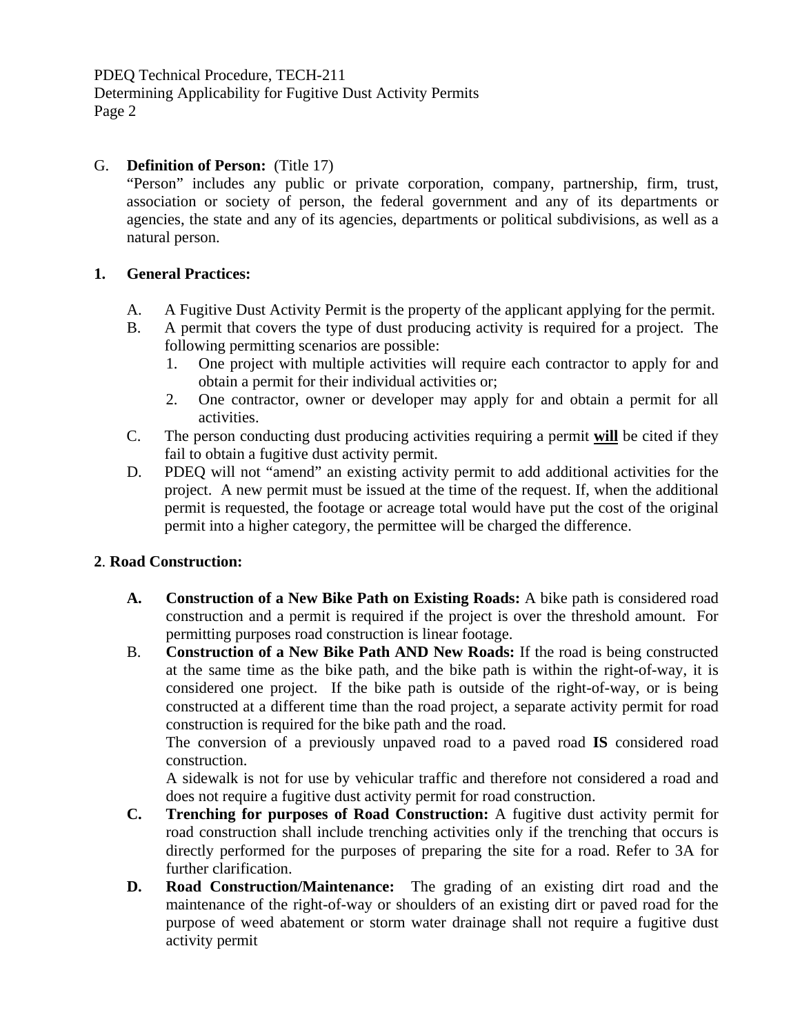G. **Definition of Person:** (Title 17)

"Person" includes any public or private corporation, company, partnership, firm, trust, association or society of person, the federal government and any of its departments or agencies, the state and any of its agencies, departments or political subdivisions, as well as a natural person.

## 1. General Practices:

A. A Fugitive Dust Activity Permit is the property of the applicant applying for the permit.

B. A permit that covers the type of dust producing activity is required for a project. The following permitting scenarios are possible:
   1. One project with multiple activities will require each contractor to apply for and obtain a permit for their individual activities or;
   2. One contractor, owner or developer may apply for and obtain a permit for all activities.

C. The person conducting dust producing activities requiring a permit <u>**will**</u> be cited if they fail to obtain a fugitive dust activity permit.

D. PDEQ will not "amend" an existing activity permit to add additional activities for the project. A new permit must be issued at the time of the request. If, when the additional permit is requested, the footage or acreage total would have put the cost of the original permit into a higher category, the permittee will be charged the difference.

## 2. Road Construction:

**A. Construction of a New Bike Path on Existing Roads:** A bike path is considered road construction and a permit is required if the project is over the threshold amount. For permitting purposes road construction is linear footage.

B. **Construction of a New Bike Path AND New Roads:** If the road is being constructed at the same time as the bike path, and the bike path is within the right-of-way, it is considered one project. If the bike path is outside of the right-of-way, or is being constructed at a different time than the road project, a separate activity permit for road construction is required for the bike path and the road.

The conversion of a previously unpaved road to a paved road **IS** considered road construction.

A sidewalk is not for use by vehicular traffic and therefore not considered a road and does not require a fugitive dust activity permit for road construction.

**C. Trenching for purposes of Road Construction:** A fugitive dust activity permit for road construction shall include trenching activities only if the trenching that occurs is directly performed for the purposes of preparing the site for a road. Refer to 3A for further clarification.

**D. Road Construction/Maintenance:** The grading of an existing dirt road and the maintenance of the right-of-way or shoulders of an existing dirt or paved road for the purpose of weed abatement or storm water drainage shall not require a fugitive dust activity permit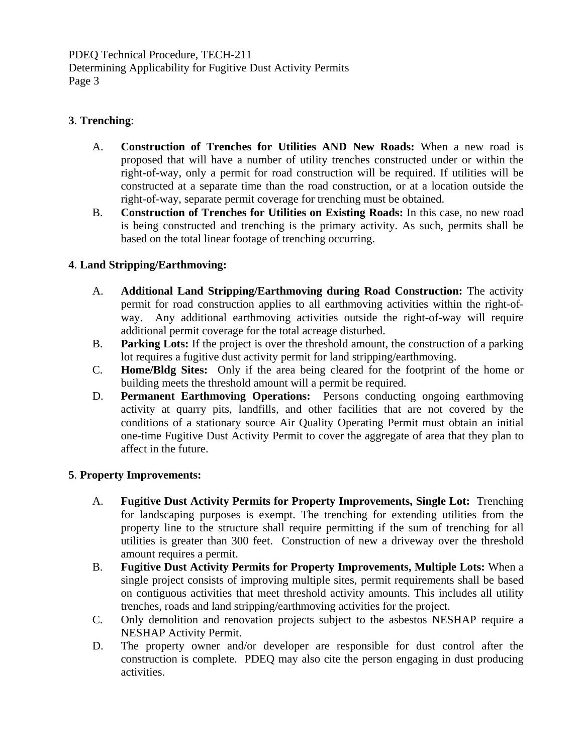**3**. **Trenching**:

A. **Construction of Trenches for Utilities AND New Roads:** When a new road is proposed that will have a number of utility trenches constructed under or within the right-of-way, only a permit for road construction will be required. If utilities will be constructed at a separate time than the road construction, or at a location outside the right-of-way, separate permit coverage for trenching must be obtained.

B. **Construction of Trenches for Utilities on Existing Roads:** In this case, no new road is being constructed and trenching is the primary activity. As such, permits shall be based on the total linear footage of trenching occurring.

**4**. **Land Stripping/Earthmoving:**

A. **Additional Land Stripping/Earthmoving during Road Construction:** The activity permit for road construction applies to all earthmoving activities within the right-of-way. Any additional earthmoving activities outside the right-of-way will require additional permit coverage for the total acreage disturbed.

B. **Parking Lots:** If the project is over the threshold amount, the construction of a parking lot requires a fugitive dust activity permit for land stripping/earthmoving.

C. **Home/Bldg Sites:** Only if the area being cleared for the footprint of the home or building meets the threshold amount will a permit be required.

D. **Permanent Earthmoving Operations:** Persons conducting ongoing earthmoving activity at quarry pits, landfills, and other facilities that are not covered by the conditions of a stationary source Air Quality Operating Permit must obtain an initial one-time Fugitive Dust Activity Permit to cover the aggregate of area that they plan to affect in the future.

**5**. **Property Improvements:**

A. **Fugitive Dust Activity Permits for Property Improvements, Single Lot:** Trenching for landscaping purposes is exempt. The trenching for extending utilities from the property line to the structure shall require permitting if the sum of trenching for all utilities is greater than 300 feet. Construction of new a driveway over the threshold amount requires a permit.

B. **Fugitive Dust Activity Permits for Property Improvements, Multiple Lots:** When a single project consists of improving multiple sites, permit requirements shall be based on contiguous activities that meet threshold activity amounts. This includes all utility trenches, roads and land stripping/earthmoving activities for the project.

C. Only demolition and renovation projects subject to the asbestos NESHAP require a NESHAP Activity Permit.

D. The property owner and/or developer are responsible for dust control after the construction is complete. PDEQ may also cite the person engaging in dust producing activities.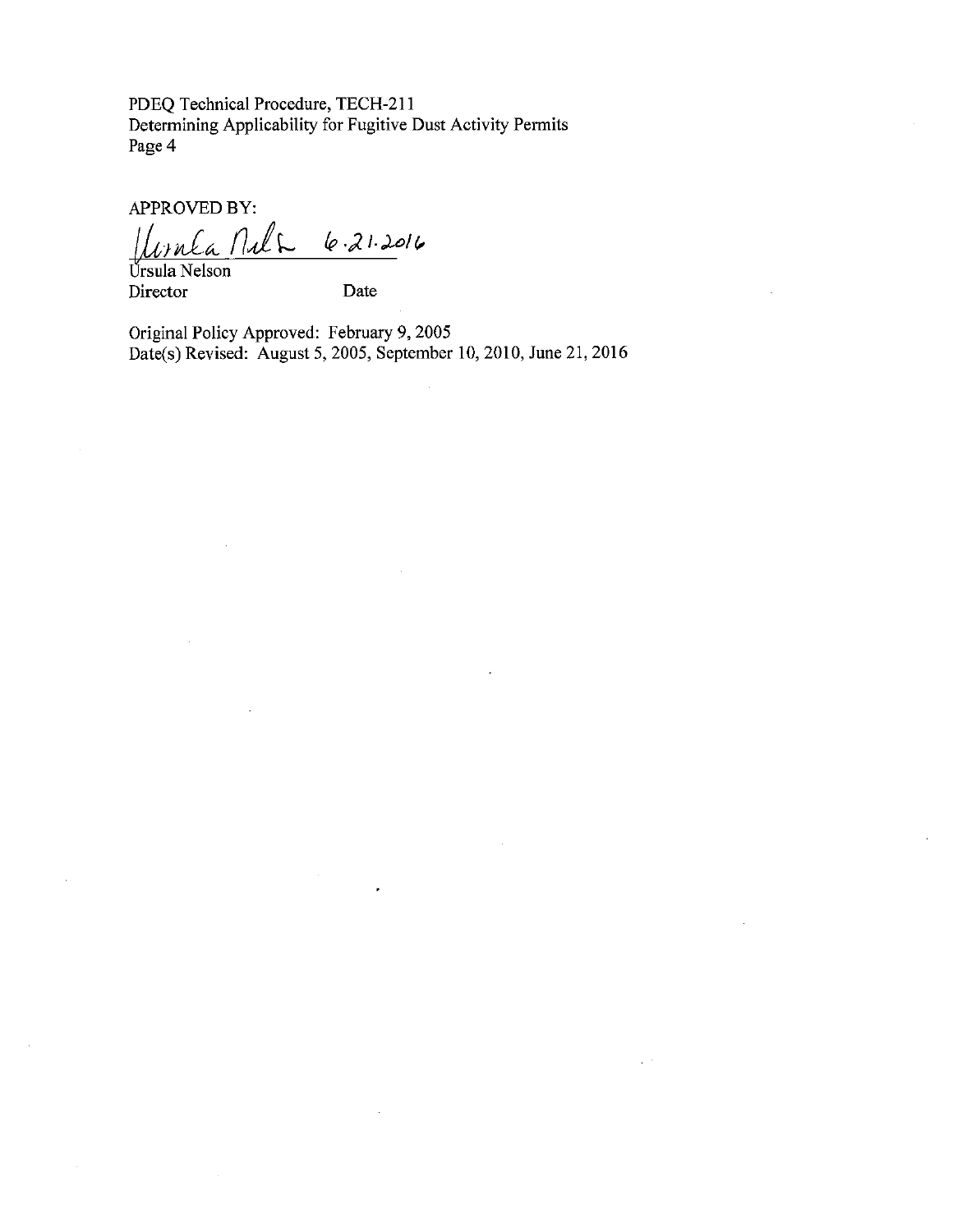APPROVED BY:

Ursula Nelson 6.21.2016

Ursula Nelson
Director Date

Original Policy Approved: February 9, 2005
Date(s) Revised: August 5, 2005, September 10, 2010, June 21, 2016